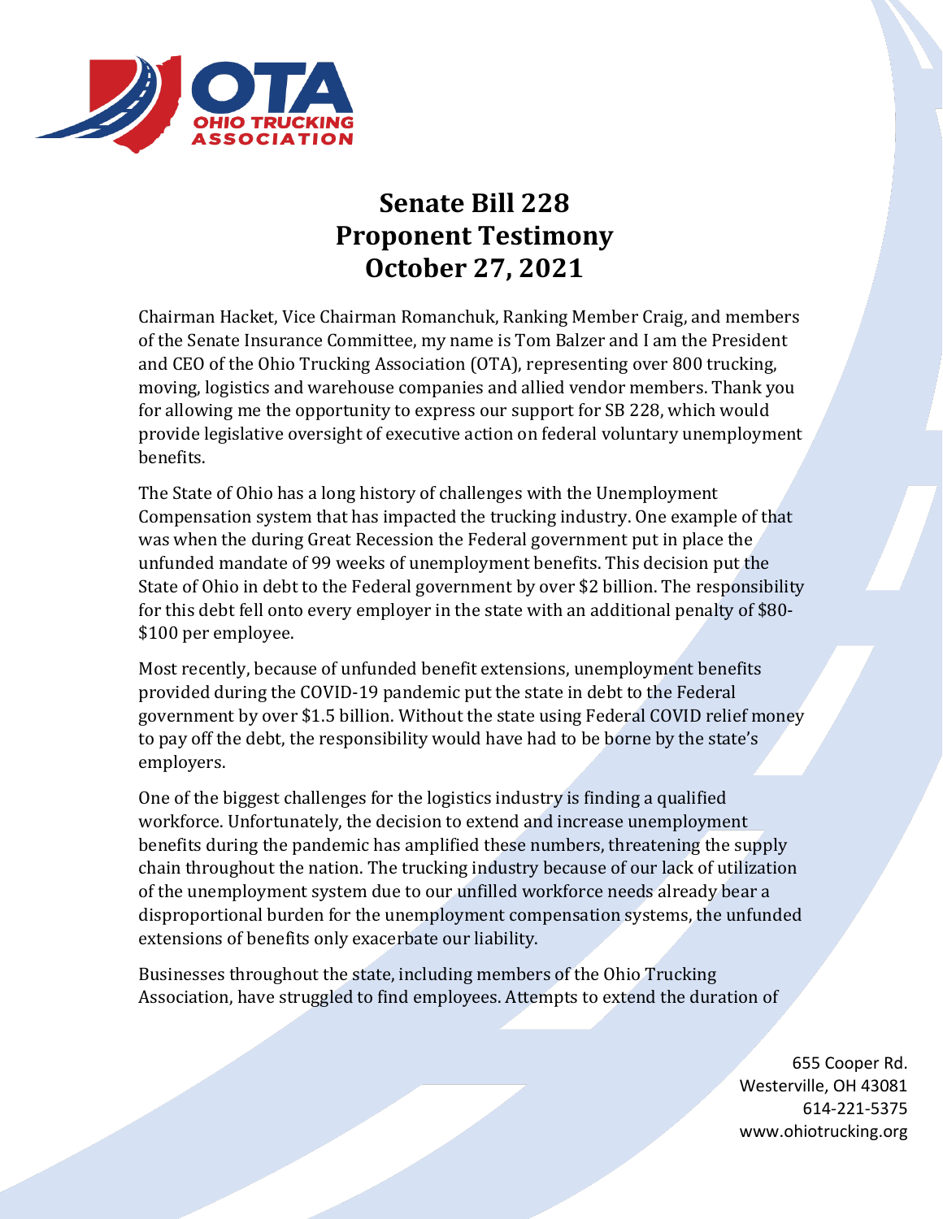# Senate Bill 228
# Proponent Testimony
# October 27, 2021

Chairman Hacket, Vice Chairman Romanchuk, Ranking Member Craig, and members of the Senate Insurance Committee, my name is Tom Balzer and I am the President and CEO of the Ohio Trucking Association (OTA), representing over 800 trucking, moving, logistics and warehouse companies and allied vendor members. Thank you for allowing me the opportunity to express our support for SB 228, which would provide legislative oversight of executive action on federal voluntary unemployment benefits.

The State of Ohio has a long history of challenges with the Unemployment Compensation system that has impacted the trucking industry. One example of that was when the during Great Recession the Federal government put in place the unfunded mandate of 99 weeks of unemployment benefits. This decision put the State of Ohio in debt to the Federal government by over $2 billion. The responsibility for this debt fell onto every employer in the state with an additional penalty of $80-$100 per employee.

Most recently, because of unfunded benefit extensions, unemployment benefits provided during the COVID-19 pandemic put the state in debt to the Federal government by over $1.5 billion. Without the state using Federal COVID relief money to pay off the debt, the responsibility would have had to be borne by the state's employers.

One of the biggest challenges for the logistics industry is finding a qualified workforce. Unfortunately, the decision to extend and increase unemployment benefits during the pandemic has amplified these numbers, threatening the supply chain throughout the nation. The trucking industry because of our lack of utilization of the unemployment system due to our unfilled workforce needs already bear a disproportional burden for the unemployment compensation systems, the unfunded extensions of benefits only exacerbate our liability.

Businesses throughout the state, including members of the Ohio Trucking Association, have struggled to find employees. Attempts to extend the duration of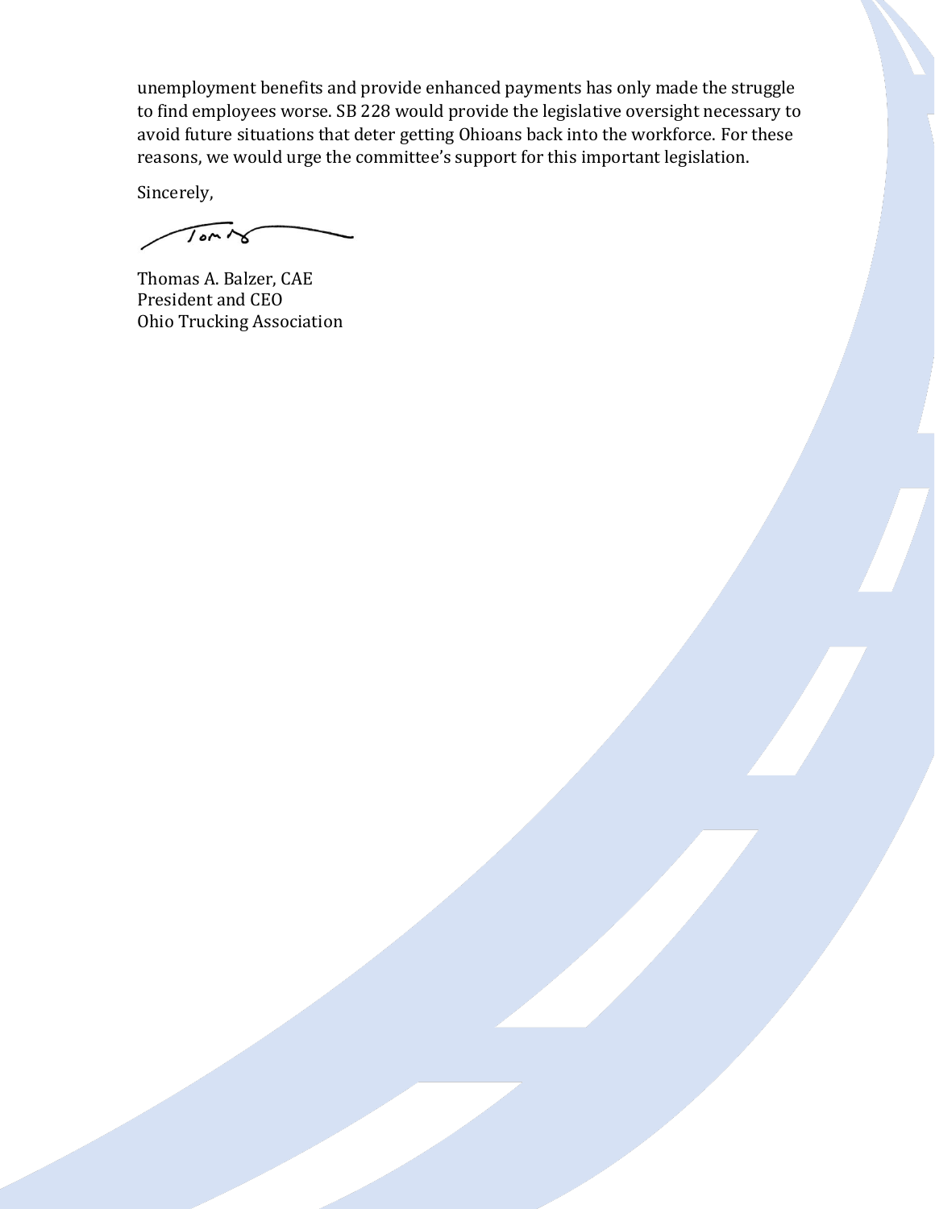unemployment benefits and provide enhanced payments has only made the struggle to find employees worse. SB 228 would provide the legislative oversight necessary to avoid future situations that deter getting Ohioans back into the workforce. For these reasons, we would urge the committee's support for this important legislation.

Sincerely,

Thomas A. Balzer, CAE
President and CEO
Ohio Trucking Association